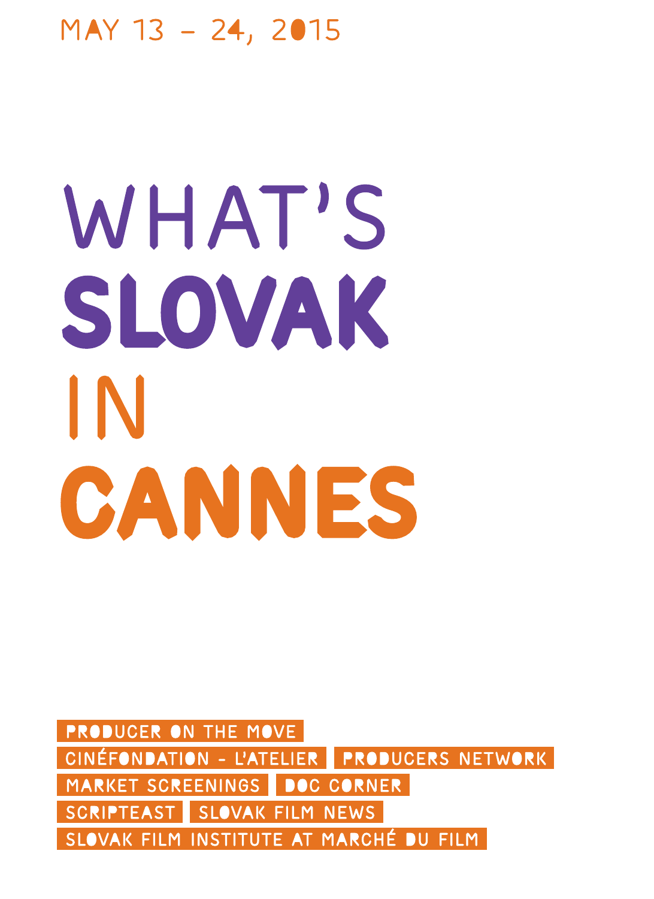MAY 13 – 24, 2015

# WHAT'S SLOVAK IN CANNES

- PRODUCER ON THE MOVE
- CINÉFONDATION – L'ATELIER
- PRODUCERS NETWORK
- MARKET SCREENINGS
- DOC CORNER
- SCRIPTEAST
- SLOVAK FILM NEWS
- SLOVAK FILM INSTITUTE AT MARCHÉ DU FILM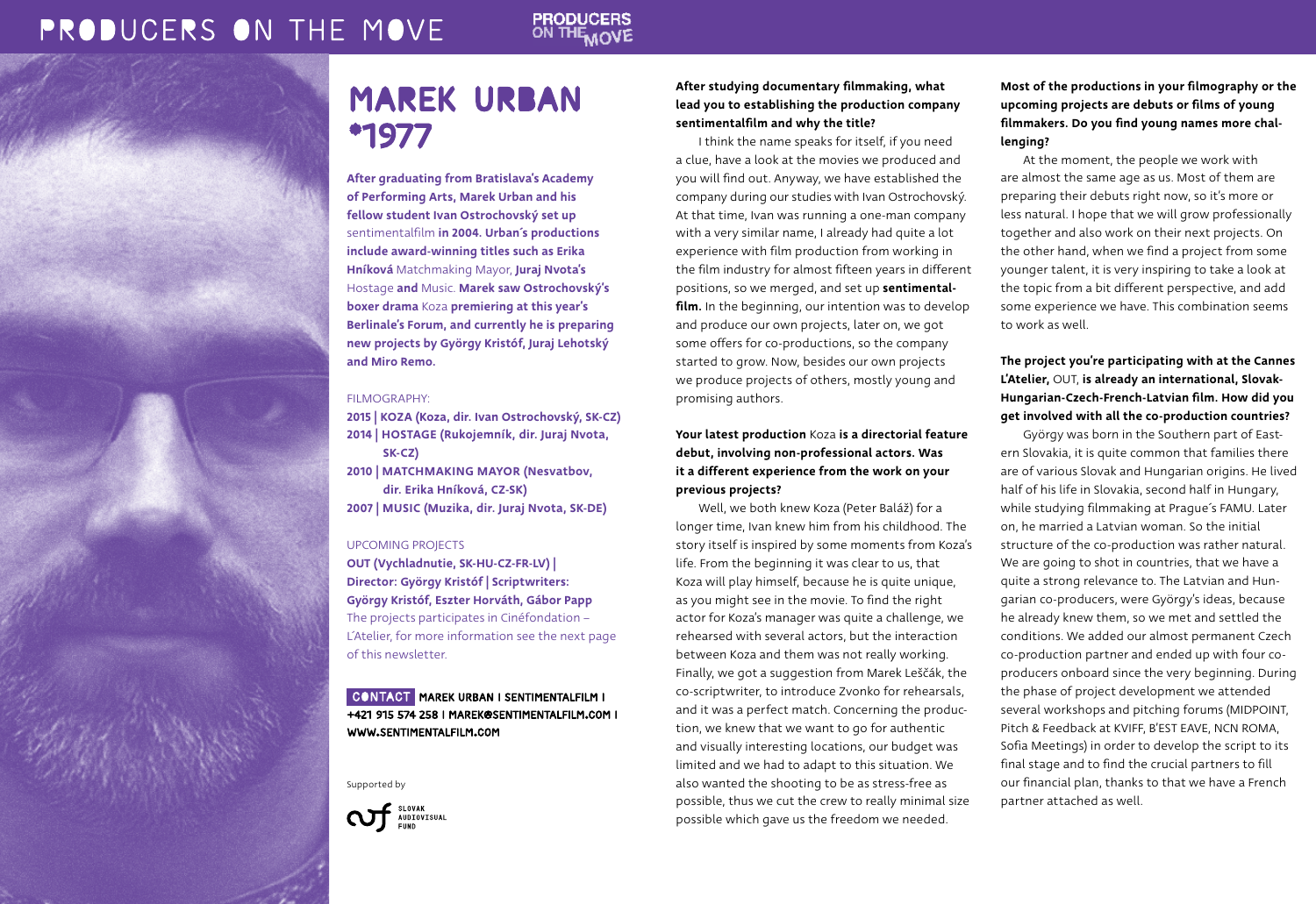# MAREK URBAN *1977

**After graduating from Bratislava's Academy of Performing Arts, Marek Urban and his fellow student Ivan Ostrochovský set up** sentimentalfilm **in 2004. Urban´s productions include award-winning titles such as Erika Hníková** Matchmaking Mayor, **Juraj Nvota's** Hostage **and** Music. **Marek saw Ostrochovský's boxer drama** Koza **premiering at this year's Berlinale's Forum, and currently he is preparing new projects by György Kristóf, Juraj Lehotský and Miro Remo.**

FILMOGRAPHY:

**2015 | KOZA (Koza, dir. Ivan Ostrochovský, SK-CZ)**
**2014 | HOSTAGE (Rukojemník, dir. Juraj Nvota, SK-CZ)**
**2010 | MATCHMAKING MAYOR (Nesvatbov, dir. Erika Hníková, CZ-SK)**
**2007 | MUSIC (Muzika, dir. Juraj Nvota, SK-DE)**

UPCOMING PROJECTS

**OUT (Vychladnutie, SK-HU-CZ-FR-LV) | Director: György Kristóf | Scriptwriters: György Kristóf, Eszter Horváth, Gábor Papp**
The projects participates in Cinéfondation – L'Atelier, for more information see the next page of this newsletter.

**CONTACT** MAREK URBAN | SENTIMENTALFILM | +421 915 574 258 | MAREK@SENTIMENTALFILM.COM | WWW.SENTIMENTALFILM.COM

Supported by

SLOVAK AUDIOVISUAL FUND

**After studying documentary filmmaking, what lead you to establishing the production company sentimentalfilm and why the title?**

I think the name speaks for itself, if you need a clue, have a look at the movies we produced and you will find out. Anyway, we have established the company during our studies with Ivan Ostrochovský. At that time, Ivan was running a one-man company with a very similar name, I already had quite a lot experience with film production from working in the film industry for almost fifteen years in different positions, so we merged, and set up **sentimentalfilm.** In the beginning, our intention was to develop and produce our own projects, later on, we got some offers for co-productions, so the company started to grow. Now, besides our own projects we produce projects of others, mostly young and promising authors.

**Your latest production** Koza **is a directorial feature debut, involving non-professional actors. Was it a different experience from the work on your previous projects?**

Well, we both knew Koza (Peter Baláž) for a longer time, Ivan knew him from his childhood. The story itself is inspired by some moments from Koza's life. From the beginning it was clear to us, that Koza will play himself, because he is quite unique, as you might see in the movie. To find the right actor for Koza's manager was quite a challenge, we rehearsed with several actors, but the interaction between Koza and them was not really working. Finally, we got a suggestion from Marek Leščák, the co-scriptwriter, to introduce Zvonko for rehearsals, and it was a perfect match. Concerning the production, we knew that we want to go for authentic and visually interesting locations, our budget was limited and we had to adapt to this situation. We also wanted the shooting to be as stress-free as possible, thus we cut the crew to really minimal size possible which gave us the freedom we needed.

**Most of the productions in your filmography or the upcoming projects are debuts or films of young filmmakers. Do you find young names more challenging?**

At the moment, the people we work with are almost the same age as us. Most of them are preparing their debuts right now, so it's more or less natural. I hope that we will grow professionally together and also work on their next projects. On the other hand, when we find a project from some younger talent, it is very inspiring to take a look at the topic from a bit different perspective, and add some experience we have. This combination seems to work as well.

**The project you're participating with at the Cannes L'Atelier,** OUT, **is already an international, Slovak-Hungarian-Czech-French-Latvian film. How did you get involved with all the co-production countries?**

György was born in the Southern part of Eastern Slovakia, it is quite common that families there are of various Slovak and Hungarian origins. He lived half of his life in Slovakia, second half in Hungary, while studying filmmaking at Prague´s FAMU. Later on, he married a Latvian woman. So the initial structure of the co-production was rather natural. We are going to shot in countries, that we have a quite a strong relevance to. The Latvian and Hungarian co-producers, were György's ideas, because he already knew them, so we met and settled the conditions. We added our almost permanent Czech co-production partner and ended up with four co-producers onboard since the very beginning. During the phase of project development we attended several workshops and pitching forums (MIDPOINT, Pitch & Feedback at KVIFF, B'EST EAVE, NCN ROMA, Sofia Meetings) in order to develop the script to its final stage and to find the crucial partners to fill our financial plan, thanks to that we have a French partner attached as well.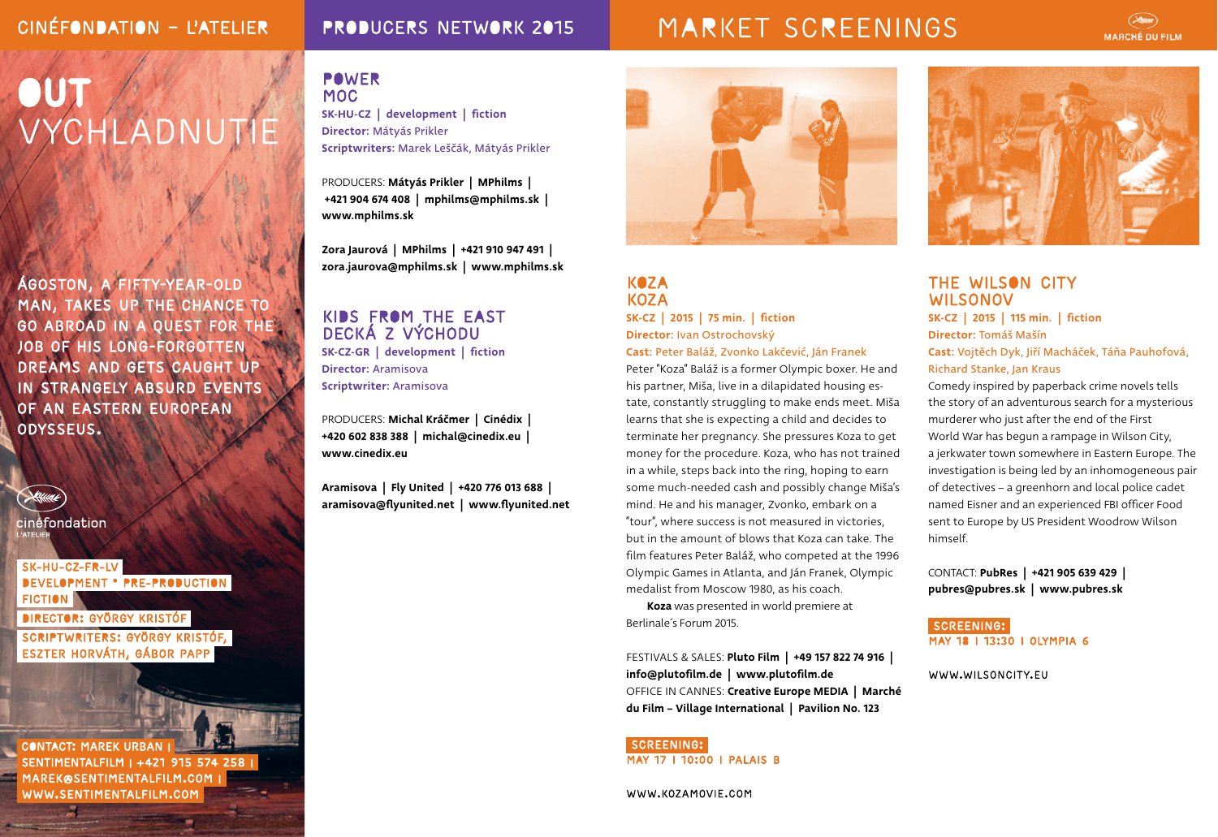## CINÉFONDATION – L'ATELIER

# OUT
# VYCHLADNUTIE

ÁGOSTON, A FIFTY-YEAR-OLD MAN, TAKES UP THE CHANCE TO GO ABROAD IN A QUEST FOR THE JOB OF HIS LONG-FORGOTTEN DREAMS AND GETS CAUGHT UP IN STRANGELY ABSURD EVENTS OF AN EASTERN EUROPEAN ODYSSEUS.

cinéfondation
L'ATELIER

SK-HU-CZ-FR-LV
DEVELOPMENT • PRE-PRODUCTION
FICTION
DIRECTOR: GYÖRGY KRISTÓF
SCRIPTWRITERS: GYÖRGY KRISTÓF, ESZTER HORVÁTH, GÁBOR PAPP

CONTACT: MAREK URBAN | SENTIMENTALFILM | +421 915 574 258 | MAREK@SENTIMENTALFILM.COM | WWW.SENTIMENTALFILM.COM

## PRODUCERS NETWORK 2015

### POWER
### MOC

**SK-HU-CZ | development | fiction**
**Director:** Mátyás Prikler
**Scriptwriters:** Marek Leščák, Mátyás Prikler

PRODUCERS: **Mátyás Prikler | MPhilms | +421 904 674 408 | mphilms@mphilms.sk | www.mphilms.sk**

**Zora Jaurová | MPhilms | +421 910 947 491 | zora.jaurova@mphilms.sk | www.mphilms.sk**

### KIDS FROM THE EAST
### DECKÁ Z VÝCHODU

**SK-CZ-GR | development | fiction**
**Director:** Aramisova
**Scriptwriter:** Aramisova

PRODUCERS: **Michal Kráčmer | Cinédix | +420 602 838 388 | michal@cinedix.eu | www.cinedix.eu**

**Aramisova | Fly United | +420 776 013 688 | aramisova@flyunited.net | www.flyunited.net**

## MARKET SCREENINGS

MARCHÉ DU FILM

### KOZA
### KOZA

**SK-CZ | 2015 | 75 min. | fiction**
**Director:** Ivan Ostrochovský
**Cast:** Peter Baláž, Zvonko Lakčević, Ján Franek

Peter "Koza" Baláž is a former Olympic boxer. He and his partner, Miša, live in a dilapidated housing estate, constantly struggling to make ends meet. Miša learns that she is expecting a child and decides to terminate her pregnancy. She pressures Koza to get money for the procedure. Koza, who has not trained in a while, steps back into the ring, hoping to earn some much-needed cash and possibly change Miša's mind. He and his manager, Zvonko, embark on a "tour", where success is not measured in victories, but in the amount of blows that Koza can take. The film features Peter Baláž, who competed at the 1996 Olympic Games in Atlanta, and Ján Franek, Olympic medalist from Moscow 1980, as his coach.

**Koza** was presented in world premiere at Berlinale´s Forum 2015.

FESTIVALS & SALES: **Pluto Film | +49 157 822 74 916 | info@plutofilm.de | www.plutofilm.de**
OFFICE IN CANNES: **Creative Europe MEDIA | Marché du Film – Village International | Pavilion No. 123**

**SCREENING:**
MAY 17 | 10:00 | PALAIS B

WWW.KOZAMOVIE.COM

### THE WILSON CITY
### WILSONOV

**SK-CZ | 2015 | 115 min. | fiction**
**Director:** Tomáš Mašín
**Cast:** Vojtěch Dyk, Jiří Macháček, Táňa Pauhofová, Richard Stanke, Jan Kraus

Comedy inspired by paperback crime novels tells the story of an adventurous search for a mysterious murderer who just after the end of the First World War has begun a rampage in Wilson City, a jerkwater town somewhere in Eastern Europe. The investigation is being led by an inhomogeneous pair of detectives – a greenhorn and local police cadet named Eisner and an experienced FBI officer Food sent to Europe by US President Woodrow Wilson himself.

CONTACT: **PubRes | +421 905 639 429 | pubres@pubres.sk | www.pubres.sk**

**SCREENING:**
MAY 18 | 13:30 | OLYMPIA 6

WWW.WILSONCITY.EU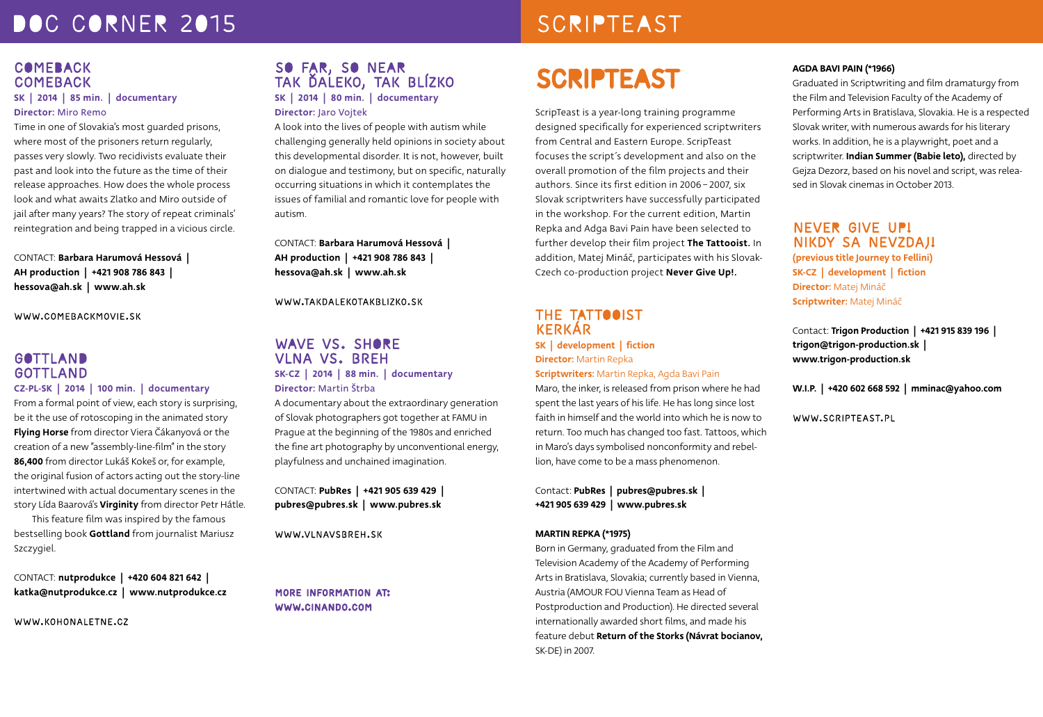# DOC CORNER 2015

## COMEBACK
## COMEBACK

**SK | 2014 | 85 min. | documentary**

**Director:** Miro Remo

Time in one of Slovakia's most guarded prisons, where most of the prisoners return regularly, passes very slowly. Two recidivists evaluate their past and look into the future as the time of their release approaches. How does the whole process look and what awaits Zlatko and Miro outside of jail after many years? The story of repeat criminals' reintegration and being trapped in a vicious circle.

CONTACT: **Barbara Harumová Hessová | AH production | +421 908 786 843 | hessova@ah.sk | www.ah.sk**

WWW.COMEBACKMOVIE.SK

## GOTTLAND
## GOTTLAND

**CZ-PL-SK | 2014 | 100 min. | documentary**

From a formal point of view, each story is surprising, be it the use of rotoscoping in the animated story **Flying Horse** from director Viera Čákanyová or the creation of a new "assembly-line-film" in the story **86,400** from director Lukáš Kokeš or, for example, the original fusion of actors acting out the story-line intertwined with actual documentary scenes in the story Lída Baarová's **Virginity** from director Petr Hátle.

This feature film was inspired by the famous bestselling book **Gottland** from journalist Mariusz Szczygiel.

CONTACT: **nutprodukce | +420 604 821 642 | katka@nutprodukce.cz | www.nutprodukce.cz**

WWW.KOHONALETNE.CZ

## SO FAR, SO NEAR
## TAK ĎALEKO, TAK BLÍZKO

**SK | 2014 | 80 min. | documentary**

**Director:** Jaro Vojtek

A look into the lives of people with autism while challenging generally held opinions in society about this developmental disorder. It is not, however, built on dialogue and testimony, but on specific, naturally occurring situations in which it contemplates the issues of familial and romantic love for people with autism.

CONTACT: **Barbara Harumová Hessová | AH production | +421 908 786 843 | hessova@ah.sk | www.ah.sk**

WWW.TAKDALEKOTAKBLIZKO.SK

## WAVE VS. SHORE
## VLNA VS. BREH

**SK-CZ | 2014 | 88 min. | documentary**

**Director:** Martin Štrba

A documentary about the extraordinary generation of Slovak photographers got together at FAMU in Prague at the beginning of the 1980s and enriched the fine art photography by unconventional energy, playfulness and unchained imagination.

CONTACT: **PubRes | +421 905 639 429 | pubres@pubres.sk | www.pubres.sk**

WWW.VLNAVSBREH.SK

MORE INFORMATION AT:
WWW.CINANDO.COM

# SCRIPTEAST

## SCRIPTEAST

ScripTeast is a year-long training programme designed specifically for experienced scriptwriters from Central and Eastern Europe. ScripTeast focuses the script´s development and also on the overall promotion of the film projects and their authors. Since its first edition in 2006 – 2007, six Slovak scriptwriters have successfully participated in the workshop. For the current edition, Martin Repka and Adga Bavi Pain have been selected to further develop their film project **The Tattooist.** In addition, Matej Mináč, participates with his Slovak-Czech co-production project **Never Give Up!.**

## THE TATTOOIST
## KERKÁR

**SK | development | fiction**

**Director:** Martin Repka

**Scriptwriters:** Martin Repka, Agda Bavi Pain

Maro, the inker, is released from prison where he had spent the last years of his life. He has long since lost faith in himself and the world into which he is now to return. Too much has changed too fast. Tattoos, which in Maro's days symbolised nonconformity and rebellion, have come to be a mass phenomenon.

Contact: **PubRes | pubres@pubres.sk | +421 905 639 429 | www.pubres.sk**

**MARTIN REPKA (*1975)**

Born in Germany, graduated from the Film and Television Academy of the Academy of Performing Arts in Bratislava, Slovakia; currently based in Vienna, Austria (AMOUR FOU Vienna Team as Head of Postproduction and Production). He directed several internationally awarded short films, and made his feature debut **Return of the Storks (Návrat bocianov,** SK-DE) in 2007.

**AGDA BAVI PAIN (*1966)**

Graduated in Scriptwriting and film dramaturgy from the Film and Television Faculty of the Academy of Performing Arts in Bratislava, Slovakia. He is a respected Slovak writer, with numerous awards for his literary works. In addition, he is a playwright, poet and a scriptwriter. **Indian Summer (Babie leto),** directed by Gejza Dezorz, based on his novel and script, was released in Slovak cinemas in October 2013.

## NEVER GIVE UP!
## NIKDY SA NEVZDAJ!

**(previous title Journey to Fellini)**

**SK-CZ | development | fiction**

**Director:** Matej Mináč

**Scriptwriter:** Matej Mináč

Contact: **Trigon Production | +421 915 839 196 | trigon@trigon-production.sk | www.trigon-production.sk**

**W.I.P. | +420 602 668 592 | mminac@yahoo.com**

WWW.SCRIPTEAST.PL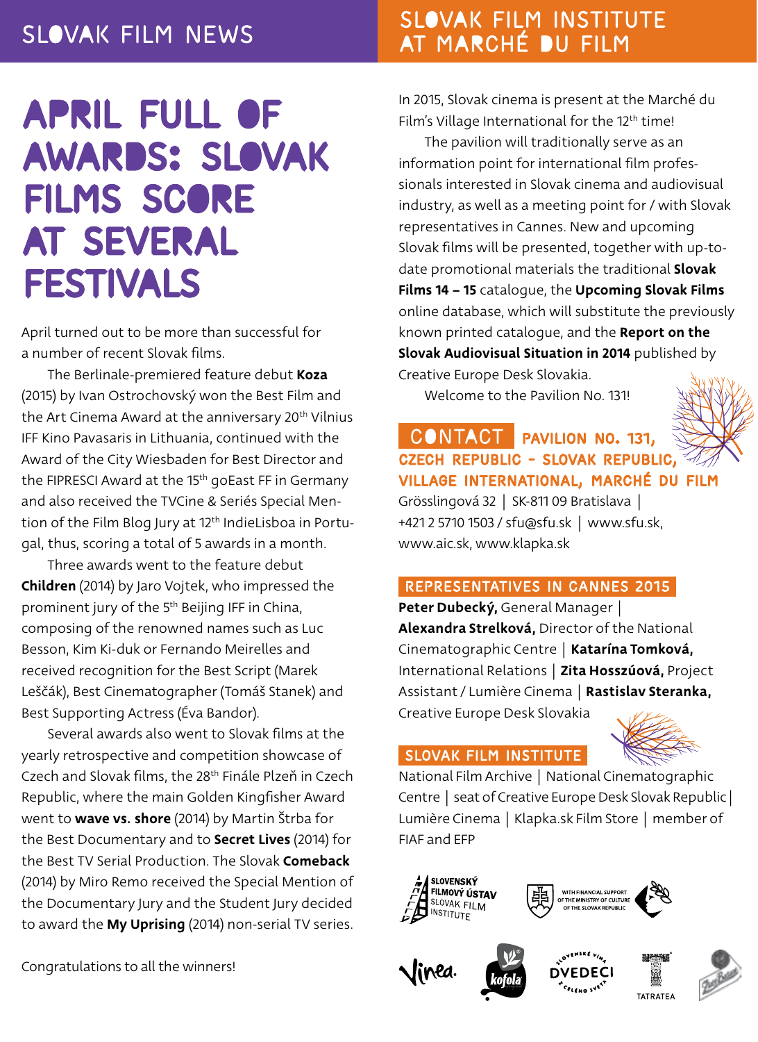# SLOVAK FILM NEWS

## APRIL FULL OF AWARDS: SLOVAK FILMS SCORE AT SEVERAL FESTIVALS

April turned out to be more than successful for a number of recent Slovak films.

The Berlinale-premiered feature debut **Koza** (2015) by Ivan Ostrochovský won the Best Film and the Art Cinema Award at the anniversary 20th Vilnius IFF Kino Pavasaris in Lithuania, continued with the Award of the City Wiesbaden for Best Director and the FIPRESCI Award at the 15th goEast FF in Germany and also received the TVCine & Seriés Special Mention of the Film Blog Jury at 12th IndieLisboa in Portugal, thus, scoring a total of 5 awards in a month.

Three awards went to the feature debut **Children** (2014) by Jaro Vojtek, who impressed the prominent jury of the 5th Beijing IFF in China, composing of the renowned names such as Luc Besson, Kim Ki-duk or Fernando Meirelles and received recognition for the Best Script (Marek Leščák), Best Cinematographer (Tomáš Stanek) and Best Supporting Actress (Éva Bandor).

Several awards also went to Slovak films at the yearly retrospective and competition showcase of Czech and Slovak films, the 28th Finále Plzeň in Czech Republic, where the main Golden Kingfisher Award went to **wave vs. shore** (2014) by Martin Štrba for the Best Documentary and to **Secret Lives** (2014) for the Best TV Serial Production. The Slovak **Comeback** (2014) by Miro Remo received the Special Mention of the Documentary Jury and the Student Jury decided to award the **My Uprising** (2014) non-serial TV series.

Congratulations to all the winners!

# SLOVAK FILM INSTITUTE AT MARCHÉ DU FILM

In 2015, Slovak cinema is present at the Marché du Film's Village International for the 12th time!

The pavilion will traditionally serve as an information point for international film professionals interested in Slovak cinema and audiovisual industry, as well as a meeting point for / with Slovak representatives in Cannes. New and upcoming Slovak films will be presented, together with up-to-date promotional materials the traditional **Slovak Films 14 – 15** catalogue, the **Upcoming Slovak Films** online database, which will substitute the previously known printed catalogue, and the **Report on the Slovak Audiovisual Situation in 2014** published by Creative Europe Desk Slovakia.

Welcome to the Pavilion No. 131!

### CONTACT PAVILION NO. 131, CZECH REPUBLIC – SLOVAK REPUBLIC, VILLAGE INTERNATIONAL, MARCHÉ DU FILM

Grösslingová 32 | SK-811 09 Bratislava | +421 2 5710 1503 / sfu@sfu.sk | www.sfu.sk, www.aic.sk, www.klapka.sk

### REPRESENTATIVES IN CANNES 2015

**Peter Dubecký,** General Manager | **Alexandra Strelková,** Director of the National Cinematographic Centre | **Katarína Tomková,** International Relations | **Zita Hosszúová,** Project Assistant / Lumière Cinema | **Rastislav Steranka,** Creative Europe Desk Slovakia

### SLOVAK FILM INSTITUTE

National Film Archive | National Cinematographic Centre | seat of Creative Europe Desk Slovak Republic | Lumière Cinema | Klapka.sk Film Store | member of FIAF and EFP

SLOVENSKÝ FILMOVÝ ÚSTAV SLOVAK FILM INSTITUTE

WITH FINANCIAL SUPPORT OF THE MINISTRY OF CULTURE OF THE SLOVAK REPUBLIC

Vinea. kofola DVEDECI TATRATEA